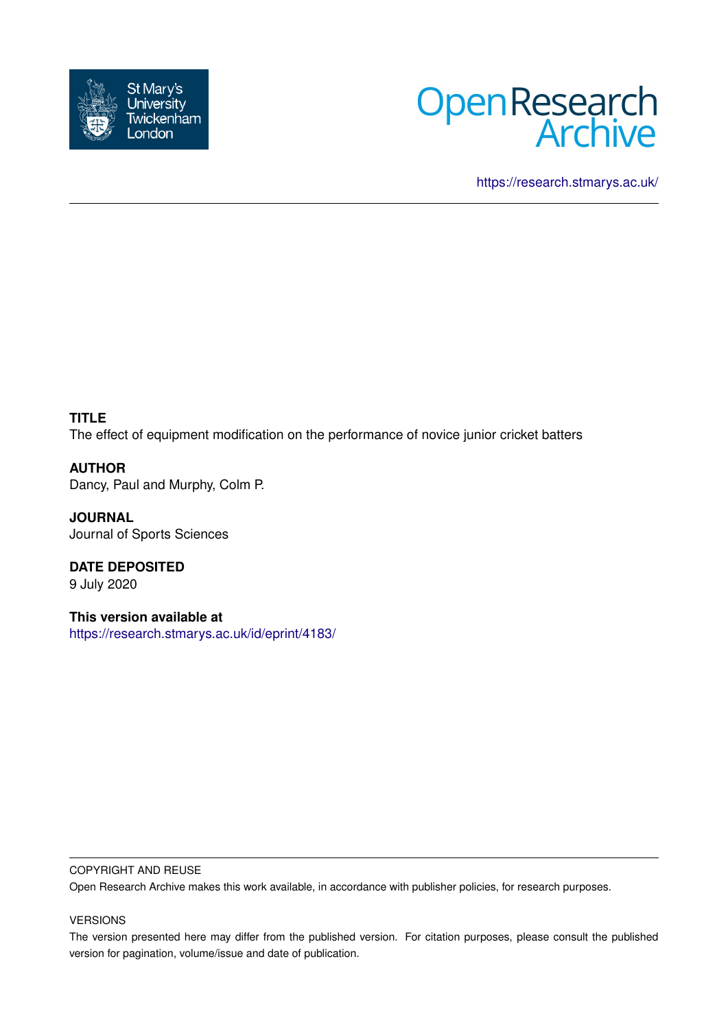St Mary's University Twickenham London

Open Research Archive

https://research.stmarys.ac.uk/

**TITLE**
The effect of equipment modification on the performance of novice junior cricket batters

**AUTHOR**
Dancy, Paul and Murphy, Colm P.

**JOURNAL**
Journal of Sports Sciences

**DATE DEPOSITED**
9 July 2020

**This version available at**
https://research.stmarys.ac.uk/id/eprint/4183/

COPYRIGHT AND REUSE

Open Research Archive makes this work available, in accordance with publisher policies, for research purposes.

VERSIONS

The version presented here may differ from the published version. For citation purposes, please consult the published version for pagination, volume/issue and date of publication.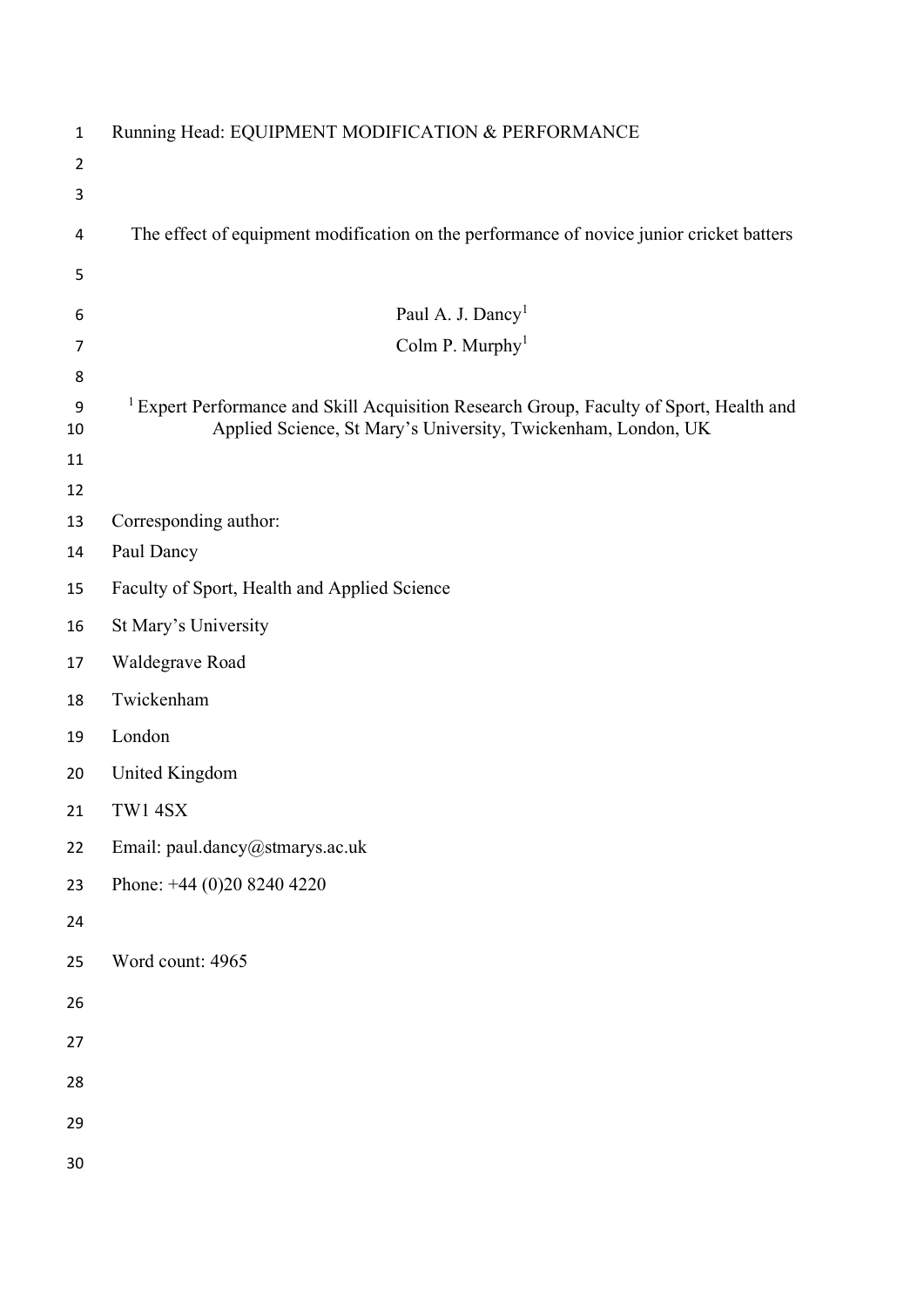Running Head: EQUIPMENT MODIFICATION & PERFORMANCE

# The effect of equipment modification on the performance of novice junior cricket batters

Paul A. J. Dancy[1]

Colm P. Murphy[1]

[1] Expert Performance and Skill Acquisition Research Group, Faculty of Sport, Health and Applied Science, St Mary's University, Twickenham, London, UK

Corresponding author:

Paul Dancy

Faculty of Sport, Health and Applied Science

St Mary's University

Waldegrave Road

Twickenham

London

United Kingdom

TW1 4SX

Email: paul.dancy@stmarys.ac.uk

Phone: +44 (0)20 8240 4220

Word count: 4965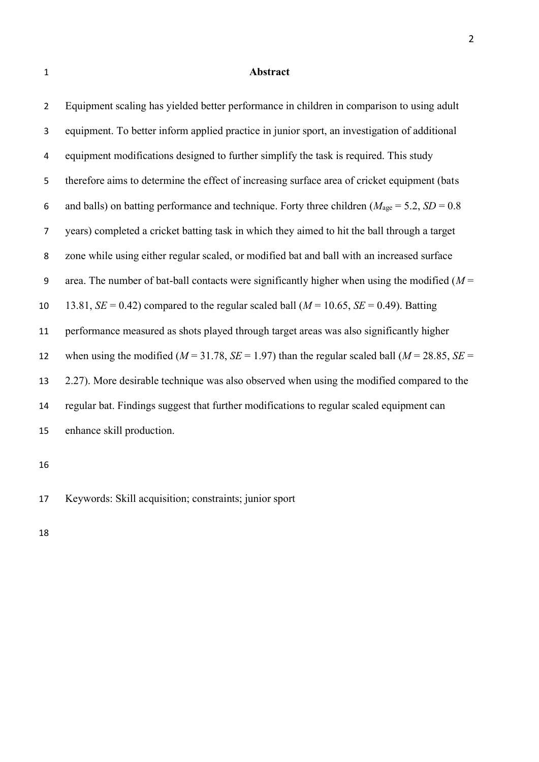## Abstract

Equipment scaling has yielded better performance in children in comparison to using adult equipment. To better inform applied practice in junior sport, an investigation of additional equipment modifications designed to further simplify the task is required. This study therefore aims to determine the effect of increasing surface area of cricket equipment (bats and balls) on batting performance and technique. Forty three children ($M_{age}$ = 5.2, $SD$ = 0.8 years) completed a cricket batting task in which they aimed to hit the ball through a target zone while using either regular scaled, or modified bat and ball with an increased surface area. The number of bat-ball contacts were significantly higher when using the modified ($M$ = 13.81, $SE$ = 0.42) compared to the regular scaled ball ($M$ = 10.65, $SE$ = 0.49). Batting performance measured as shots played through target areas was also significantly higher when using the modified ($M$ = 31.78, $SE$ = 1.97) than the regular scaled ball ($M$ = 28.85, $SE$ = 2.27). More desirable technique was also observed when using the modified compared to the regular bat. Findings suggest that further modifications to regular scaled equipment can enhance skill production.

Keywords: Skill acquisition; constraints; junior sport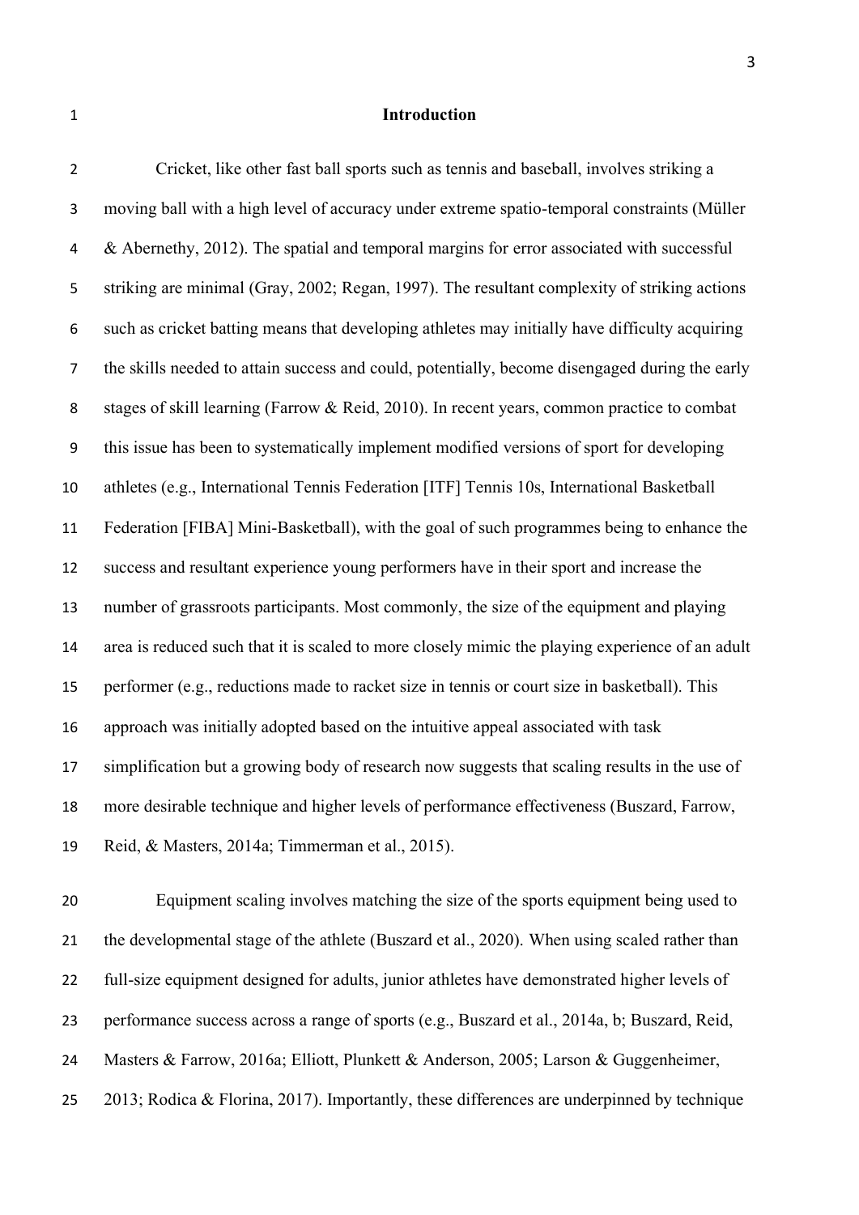## Introduction

Cricket, like other fast ball sports such as tennis and baseball, involves striking a moving ball with a high level of accuracy under extreme spatio-temporal constraints (Müller & Abernethy, 2012). The spatial and temporal margins for error associated with successful striking are minimal (Gray, 2002; Regan, 1997). The resultant complexity of striking actions such as cricket batting means that developing athletes may initially have difficulty acquiring the skills needed to attain success and could, potentially, become disengaged during the early stages of skill learning (Farrow & Reid, 2010). In recent years, common practice to combat this issue has been to systematically implement modified versions of sport for developing athletes (e.g., International Tennis Federation [ITF] Tennis 10s, International Basketball Federation [FIBA] Mini-Basketball), with the goal of such programmes being to enhance the success and resultant experience young performers have in their sport and increase the number of grassroots participants. Most commonly, the size of the equipment and playing area is reduced such that it is scaled to more closely mimic the playing experience of an adult performer (e.g., reductions made to racket size in tennis or court size in basketball). This approach was initially adopted based on the intuitive appeal associated with task simplification but a growing body of research now suggests that scaling results in the use of more desirable technique and higher levels of performance effectiveness (Buszard, Farrow, Reid, & Masters, 2014a; Timmerman et al., 2015).

Equipment scaling involves matching the size of the sports equipment being used to the developmental stage of the athlete (Buszard et al., 2020). When using scaled rather than full-size equipment designed for adults, junior athletes have demonstrated higher levels of performance success across a range of sports (e.g., Buszard et al., 2014a, b; Buszard, Reid, Masters & Farrow, 2016a; Elliott, Plunkett & Anderson, 2005; Larson & Guggenheimer, 2013; Rodica & Florina, 2017). Importantly, these differences are underpinned by technique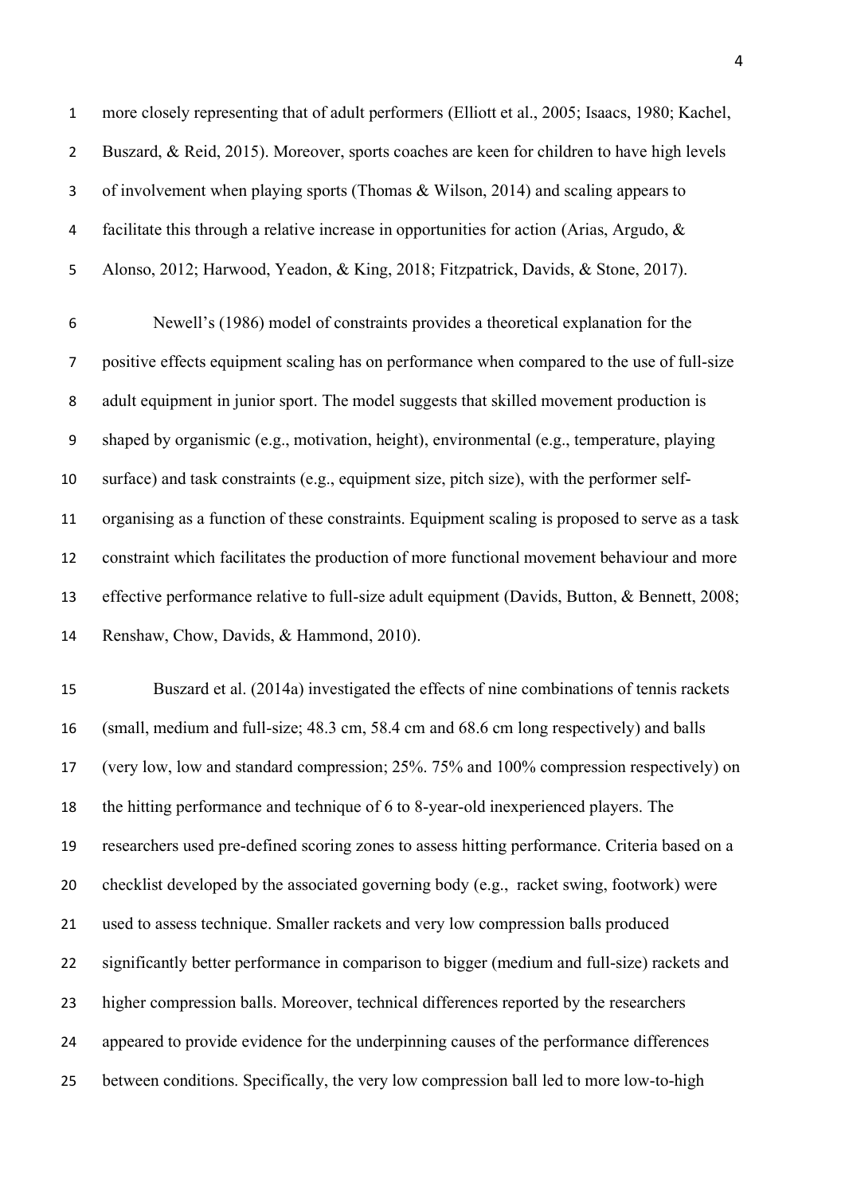more closely representing that of adult performers (Elliott et al., 2005; Isaacs, 1980; Kachel, Buszard, & Reid, 2015). Moreover, sports coaches are keen for children to have high levels of involvement when playing sports (Thomas & Wilson, 2014) and scaling appears to facilitate this through a relative increase in opportunities for action (Arias, Argudo, & Alonso, 2012; Harwood, Yeadon, & King, 2018; Fitzpatrick, Davids, & Stone, 2017).

Newell's (1986) model of constraints provides a theoretical explanation for the positive effects equipment scaling has on performance when compared to the use of full-size adult equipment in junior sport. The model suggests that skilled movement production is shaped by organismic (e.g., motivation, height), environmental (e.g., temperature, playing surface) and task constraints (e.g., equipment size, pitch size), with the performer self-organising as a function of these constraints. Equipment scaling is proposed to serve as a task constraint which facilitates the production of more functional movement behaviour and more effective performance relative to full-size adult equipment (Davids, Button, & Bennett, 2008; Renshaw, Chow, Davids, & Hammond, 2010).

Buszard et al. (2014a) investigated the effects of nine combinations of tennis rackets (small, medium and full-size; 48.3 cm, 58.4 cm and 68.6 cm long respectively) and balls (very low, low and standard compression; 25%. 75% and 100% compression respectively) on the hitting performance and technique of 6 to 8-year-old inexperienced players. The researchers used pre-defined scoring zones to assess hitting performance. Criteria based on a checklist developed by the associated governing body (e.g., racket swing, footwork) were used to assess technique. Smaller rackets and very low compression balls produced significantly better performance in comparison to bigger (medium and full-size) rackets and higher compression balls. Moreover, technical differences reported by the researchers appeared to provide evidence for the underpinning causes of the performance differences between conditions. Specifically, the very low compression ball led to more low-to-high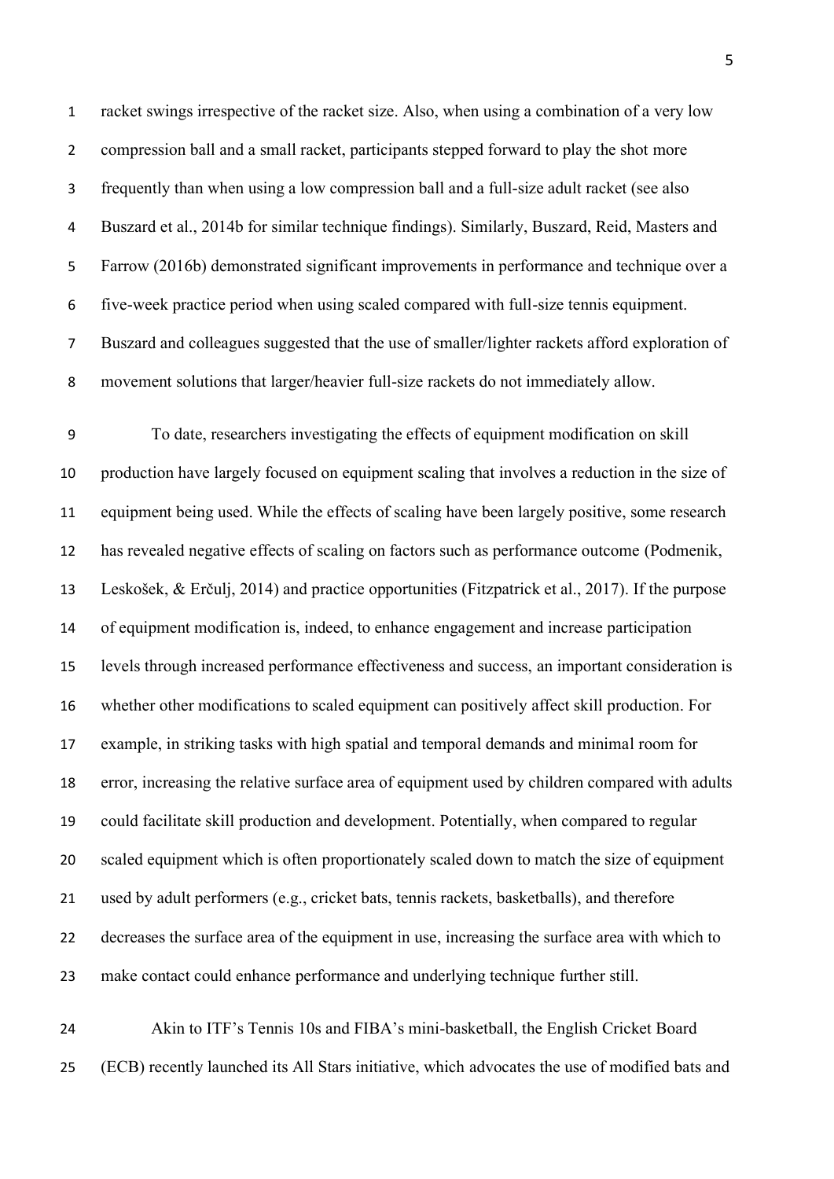racket swings irrespective of the racket size. Also, when using a combination of a very low compression ball and a small racket, participants stepped forward to play the shot more frequently than when using a low compression ball and a full-size adult racket (see also Buszard et al., 2014b for similar technique findings). Similarly, Buszard, Reid, Masters and Farrow (2016b) demonstrated significant improvements in performance and technique over a five-week practice period when using scaled compared with full-size tennis equipment. Buszard and colleagues suggested that the use of smaller/lighter rackets afford exploration of movement solutions that larger/heavier full-size rackets do not immediately allow.

To date, researchers investigating the effects of equipment modification on skill production have largely focused on equipment scaling that involves a reduction in the size of equipment being used. While the effects of scaling have been largely positive, some research has revealed negative effects of scaling on factors such as performance outcome (Podmenik, Leskošek, & Erčulj, 2014) and practice opportunities (Fitzpatrick et al., 2017). If the purpose of equipment modification is, indeed, to enhance engagement and increase participation levels through increased performance effectiveness and success, an important consideration is whether other modifications to scaled equipment can positively affect skill production. For example, in striking tasks with high spatial and temporal demands and minimal room for error, increasing the relative surface area of equipment used by children compared with adults could facilitate skill production and development. Potentially, when compared to regular scaled equipment which is often proportionately scaled down to match the size of equipment used by adult performers (e.g., cricket bats, tennis rackets, basketballs), and therefore decreases the surface area of the equipment in use, increasing the surface area with which to make contact could enhance performance and underlying technique further still.

Akin to ITF's Tennis 10s and FIBA's mini-basketball, the English Cricket Board (ECB) recently launched its All Stars initiative, which advocates the use of modified bats and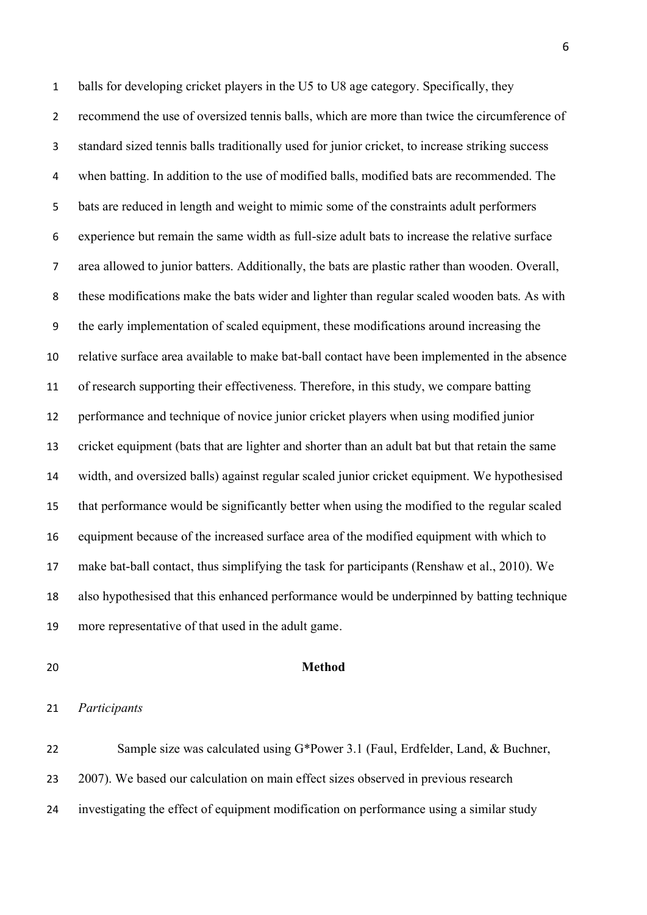balls for developing cricket players in the U5 to U8 age category. Specifically, they recommend the use of oversized tennis balls, which are more than twice the circumference of standard sized tennis balls traditionally used for junior cricket, to increase striking success when batting. In addition to the use of modified balls, modified bats are recommended. The bats are reduced in length and weight to mimic some of the constraints adult performers experience but remain the same width as full-size adult bats to increase the relative surface area allowed to junior batters. Additionally, the bats are plastic rather than wooden. Overall, these modifications make the bats wider and lighter than regular scaled wooden bats. As with the early implementation of scaled equipment, these modifications around increasing the relative surface area available to make bat-ball contact have been implemented in the absence of research supporting their effectiveness. Therefore, in this study, we compare batting performance and technique of novice junior cricket players when using modified junior cricket equipment (bats that are lighter and shorter than an adult bat but that retain the same width, and oversized balls) against regular scaled junior cricket equipment. We hypothesised that performance would be significantly better when using the modified to the regular scaled equipment because of the increased surface area of the modified equipment with which to make bat-ball contact, thus simplifying the task for participants (Renshaw et al., 2010). We also hypothesised that this enhanced performance would be underpinned by batting technique more representative of that used in the adult game.

## Method

*Participants*

Sample size was calculated using G*Power 3.1 (Faul, Erdfelder, Land, & Buchner, 2007). We based our calculation on main effect sizes observed in previous research investigating the effect of equipment modification on performance using a similar study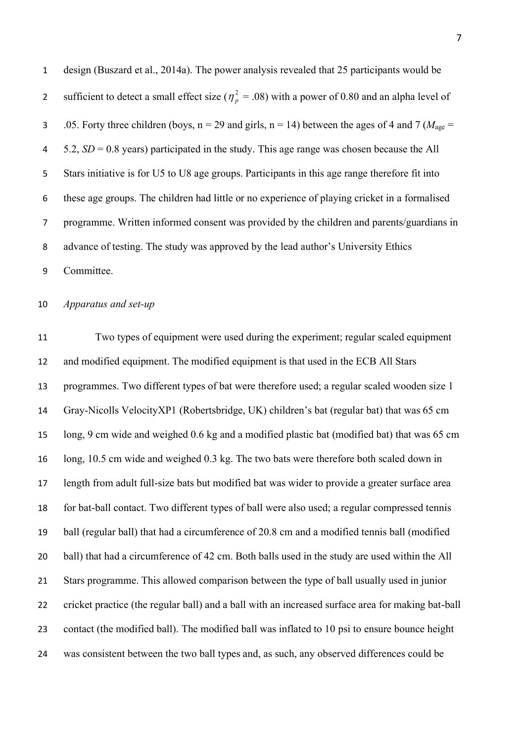design (Buszard et al., 2014a). The power analysis revealed that 25 participants would be sufficient to detect a small effect size ($\eta_p^2$ = .08) with a power of 0.80 and an alpha level of .05. Forty three children (boys, n = 29 and girls, n = 14) between the ages of 4 and 7 ($M_{age}$ = 5.2, *SD* = 0.8 years) participated in the study. This age range was chosen because the All Stars initiative is for U5 to U8 age groups. Participants in this age range therefore fit into these age groups. The children had little or no experience of playing cricket in a formalised programme. Written informed consent was provided by the children and parents/guardians in advance of testing. The study was approved by the lead author's University Ethics Committee.

*Apparatus and set-up*

Two types of equipment were used during the experiment; regular scaled equipment and modified equipment. The modified equipment is that used in the ECB All Stars programmes. Two different types of bat were therefore used; a regular scaled wooden size 1 Gray-Nicolls VelocityXP1 (Robertsbridge, UK) children's bat (regular bat) that was 65 cm long, 9 cm wide and weighed 0.6 kg and a modified plastic bat (modified bat) that was 65 cm long, 10.5 cm wide and weighed 0.3 kg. The two bats were therefore both scaled down in length from adult full-size bats but modified bat was wider to provide a greater surface area for bat-ball contact. Two different types of ball were also used; a regular compressed tennis ball (regular ball) that had a circumference of 20.8 cm and a modified tennis ball (modified ball) that had a circumference of 42 cm. Both balls used in the study are used within the All Stars programme. This allowed comparison between the type of ball usually used in junior cricket practice (the regular ball) and a ball with an increased surface area for making bat-ball contact (the modified ball). The modified ball was inflated to 10 psi to ensure bounce height was consistent between the two ball types and, as such, any observed differences could be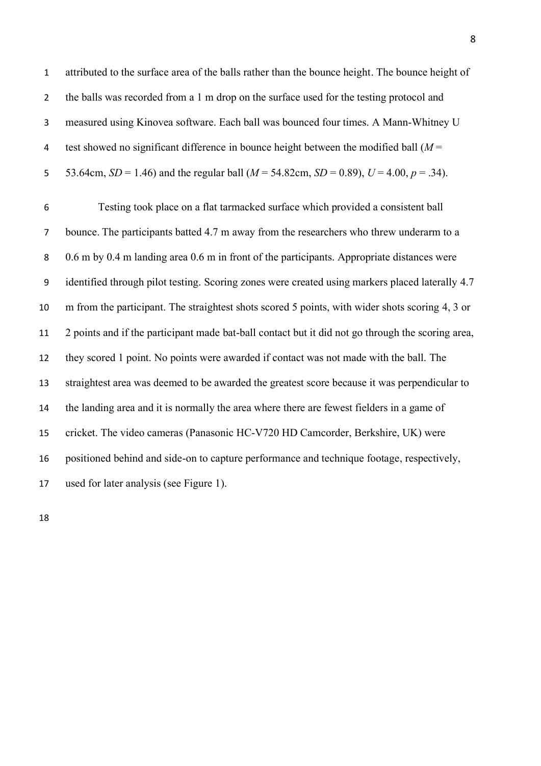attributed to the surface area of the balls rather than the bounce height. The bounce height of the balls was recorded from a 1 m drop on the surface used for the testing protocol and measured using Kinovea software. Each ball was bounced four times. A Mann-Whitney U test showed no significant difference in bounce height between the modified ball ($M$ = 53.64cm, $SD$ = 1.46) and the regular ball ($M$ = 54.82cm, $SD$ = 0.89), $U$ = 4.00, $p$ = .34).

Testing took place on a flat tarmacked surface which provided a consistent ball bounce. The participants batted 4.7 m away from the researchers who threw underarm to a 0.6 m by 0.4 m landing area 0.6 m in front of the participants. Appropriate distances were identified through pilot testing. Scoring zones were created using markers placed laterally 4.7 m from the participant. The straightest shots scored 5 points, with wider shots scoring 4, 3 or 2 points and if the participant made bat-ball contact but it did not go through the scoring area, they scored 1 point. No points were awarded if contact was not made with the ball. The straightest area was deemed to be awarded the greatest score because it was perpendicular to the landing area and it is normally the area where there are fewest fielders in a game of cricket. The video cameras (Panasonic HC-V720 HD Camcorder, Berkshire, UK) were positioned behind and side-on to capture performance and technique footage, respectively, used for later analysis (see Figure 1).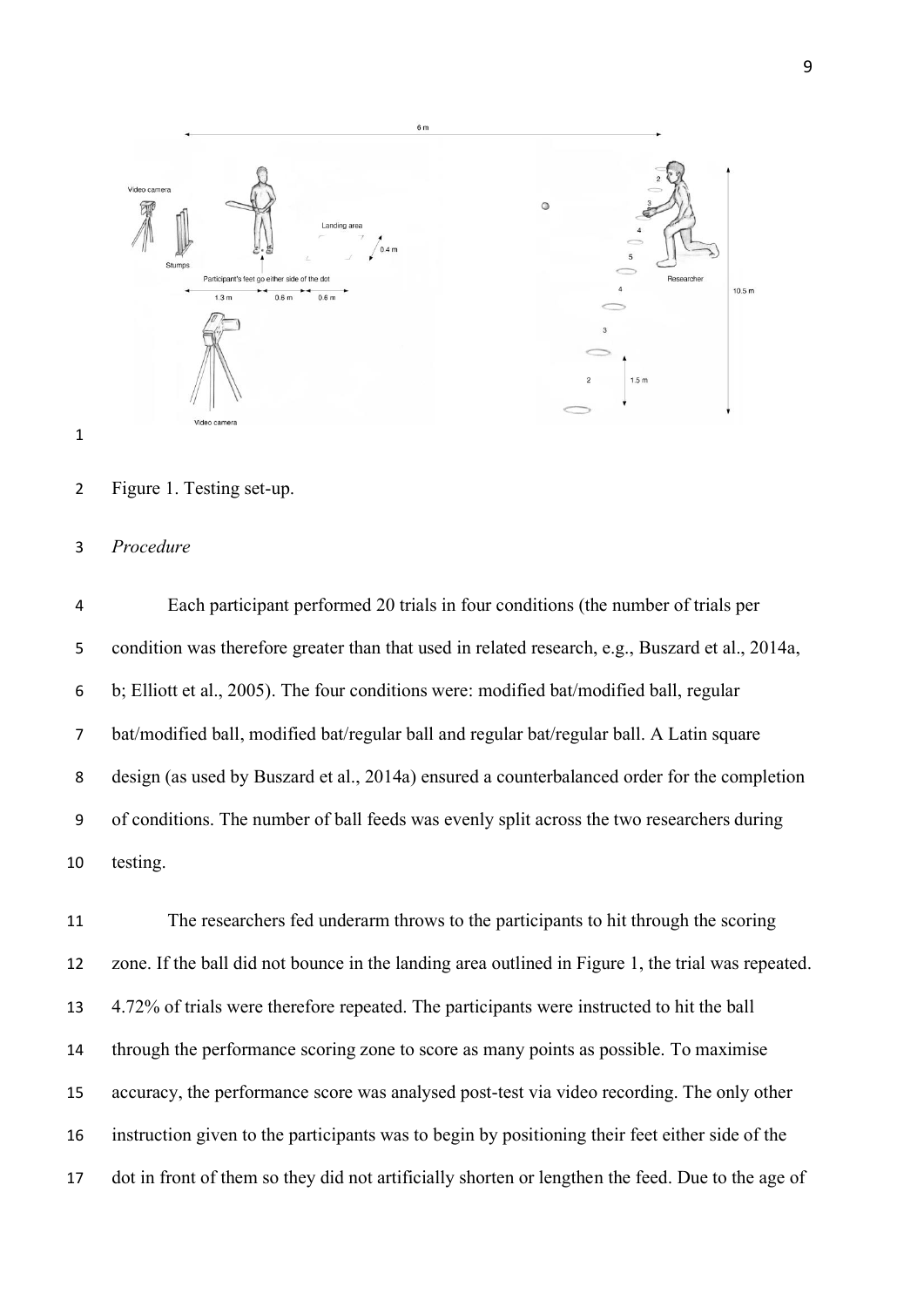Figure 1. Testing set-up.

*Procedure*

Each participant performed 20 trials in four conditions (the number of trials per condition was therefore greater than that used in related research, e.g., Buszard et al., 2014a, b; Elliott et al., 2005). The four conditions were: modified bat/modified ball, regular bat/modified ball, modified bat/regular ball and regular bat/regular ball. A Latin square design (as used by Buszard et al., 2014a) ensured a counterbalanced order for the completion of conditions. The number of ball feeds was evenly split across the two researchers during testing.

The researchers fed underarm throws to the participants to hit through the scoring zone. If the ball did not bounce in the landing area outlined in Figure 1, the trial was repeated. 4.72% of trials were therefore repeated. The participants were instructed to hit the ball through the performance scoring zone to score as many points as possible. To maximise accuracy, the performance score was analysed post-test via video recording. The only other instruction given to the participants was to begin by positioning their feet either side of the dot in front of them so they did not artificially shorten or lengthen the feed. Due to the age of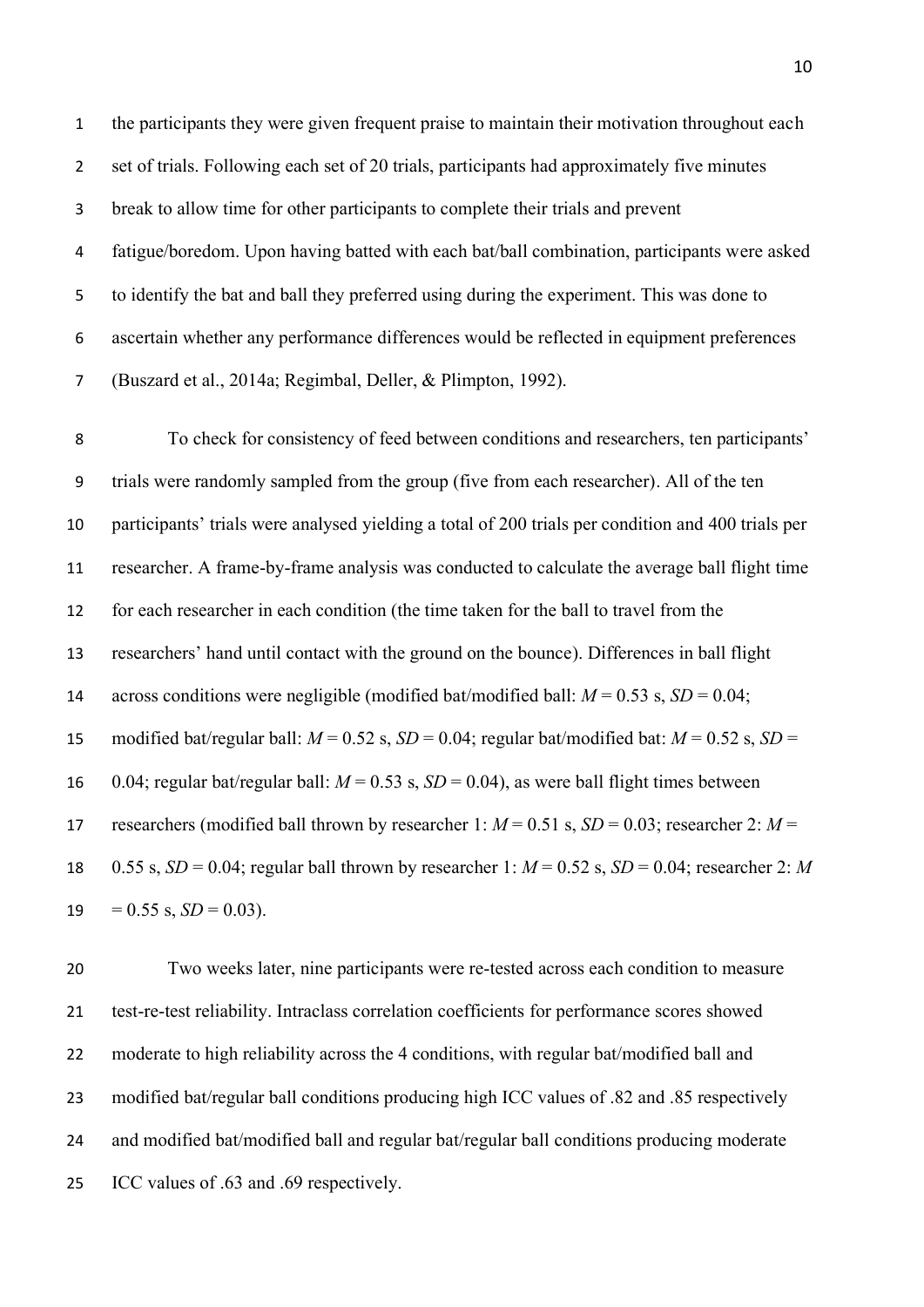the participants they were given frequent praise to maintain their motivation throughout each set of trials. Following each set of 20 trials, participants had approximately five minutes break to allow time for other participants to complete their trials and prevent fatigue/boredom. Upon having batted with each bat/ball combination, participants were asked to identify the bat and ball they preferred using during the experiment. This was done to ascertain whether any performance differences would be reflected in equipment preferences (Buszard et al., 2014a; Regimbal, Deller, & Plimpton, 1992).

To check for consistency of feed between conditions and researchers, ten participants' trials were randomly sampled from the group (five from each researcher). All of the ten participants' trials were analysed yielding a total of 200 trials per condition and 400 trials per researcher. A frame-by-frame analysis was conducted to calculate the average ball flight time for each researcher in each condition (the time taken for the ball to travel from the researchers' hand until contact with the ground on the bounce). Differences in ball flight across conditions were negligible (modified bat/modified ball: $M = 0.53$ s, $SD = 0.04$; modified bat/regular ball: $M = 0.52$ s, $SD = 0.04$; regular bat/modified bat: $M = 0.52$ s, $SD = 0.04$; regular bat/regular ball: $M = 0.53$ s, $SD = 0.04$), as were ball flight times between researchers (modified ball thrown by researcher 1: $M = 0.51$ s, $SD = 0.03$; researcher 2: $M = 0.55$ s, $SD = 0.04$; regular ball thrown by researcher 1: $M = 0.52$ s, $SD = 0.04$; researcher 2: $M = 0.55$ s, $SD = 0.03$).

Two weeks later, nine participants were re-tested across each condition to measure test-re-test reliability. Intraclass correlation coefficients for performance scores showed moderate to high reliability across the 4 conditions, with regular bat/modified ball and modified bat/regular ball conditions producing high ICC values of .82 and .85 respectively and modified bat/modified ball and regular bat/regular ball conditions producing moderate ICC values of .63 and .69 respectively.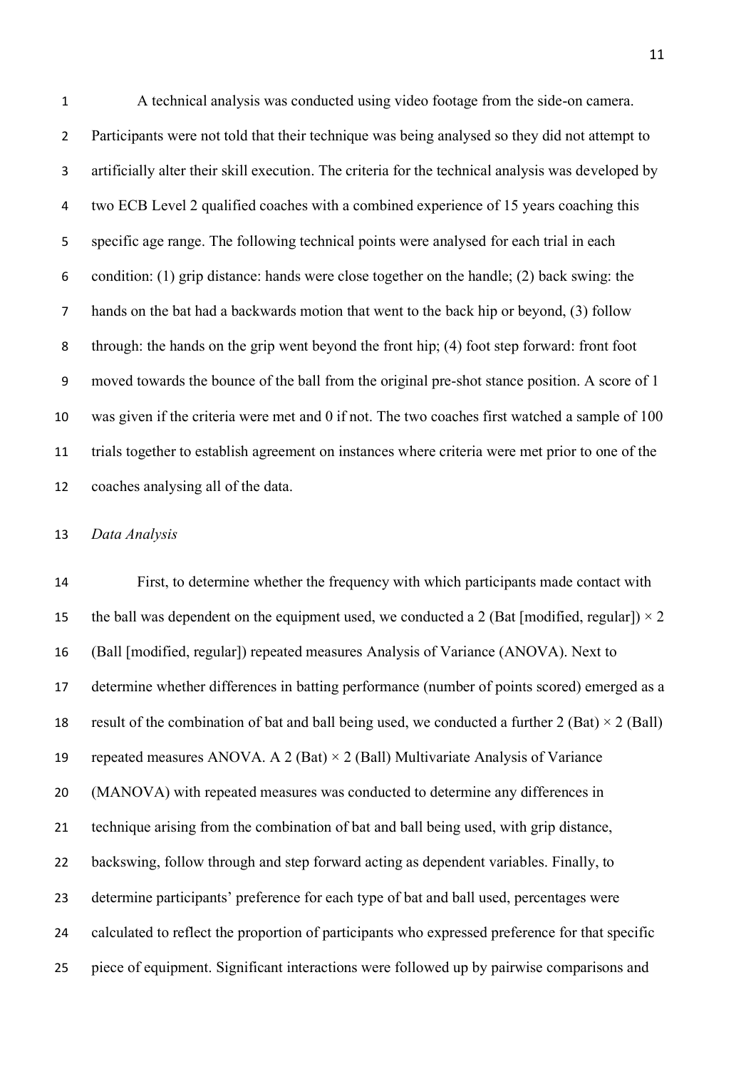A technical analysis was conducted using video footage from the side-on camera. Participants were not told that their technique was being analysed so they did not attempt to artificially alter their skill execution. The criteria for the technical analysis was developed by two ECB Level 2 qualified coaches with a combined experience of 15 years coaching this specific age range. The following technical points were analysed for each trial in each condition: (1) grip distance: hands were close together on the handle; (2) back swing: the hands on the bat had a backwards motion that went to the back hip or beyond, (3) follow through: the hands on the grip went beyond the front hip; (4) foot step forward: front foot moved towards the bounce of the ball from the original pre-shot stance position. A score of 1 was given if the criteria were met and 0 if not. The two coaches first watched a sample of 100 trials together to establish agreement on instances where criteria were met prior to one of the coaches analysing all of the data.

*Data Analysis*

First, to determine whether the frequency with which participants made contact with the ball was dependent on the equipment used, we conducted a 2 (Bat [modified, regular]) × 2 (Ball [modified, regular]) repeated measures Analysis of Variance (ANOVA). Next to determine whether differences in batting performance (number of points scored) emerged as a result of the combination of bat and ball being used, we conducted a further 2 (Bat) × 2 (Ball) repeated measures ANOVA. A 2 (Bat) × 2 (Ball) Multivariate Analysis of Variance (MANOVA) with repeated measures was conducted to determine any differences in technique arising from the combination of bat and ball being used, with grip distance, backswing, follow through and step forward acting as dependent variables. Finally, to determine participants' preference for each type of bat and ball used, percentages were calculated to reflect the proportion of participants who expressed preference for that specific piece of equipment. Significant interactions were followed up by pairwise comparisons and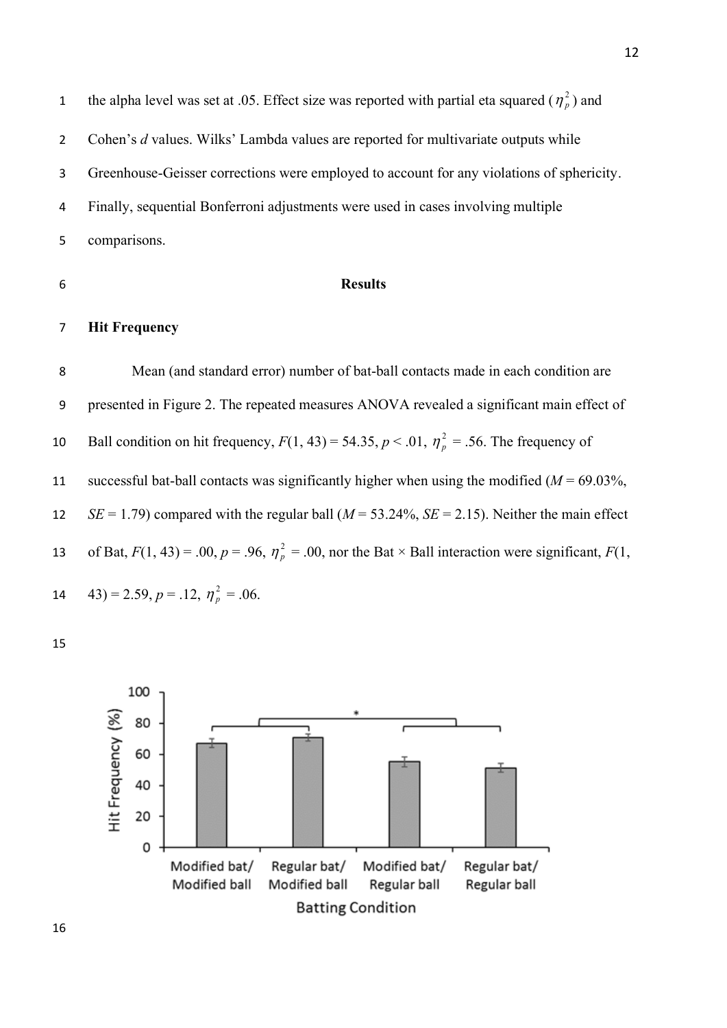the alpha level was set at .05. Effect size was reported with partial eta squared ($\eta_p^2$) and Cohen's *d* values. Wilks' Lambda values are reported for multivariate outputs while Greenhouse-Geisser corrections were employed to account for any violations of sphericity. Finally, sequential Bonferroni adjustments were used in cases involving multiple comparisons.

## Results

### Hit Frequency

Mean (and standard error) number of bat-ball contacts made in each condition are presented in Figure 2. The repeated measures ANOVA revealed a significant main effect of Ball condition on hit frequency, $F(1, 43) = 54.35$, $p < .01$, $\eta_p^2 = .56$. The frequency of successful bat-ball contacts was significantly higher when using the modified ($M = 69.03\%$, $SE = 1.79$) compared with the regular ball ($M = 53.24\%$, $SE = 2.15$). Neither the main effect of Bat, $F(1, 43) = .00$, $p = .96$, $\eta_p^2 = .00$, nor the Bat × Ball interaction were significant, $F(1, 43) = 2.59$, $p = .12$, $\eta_p^2 = .06$.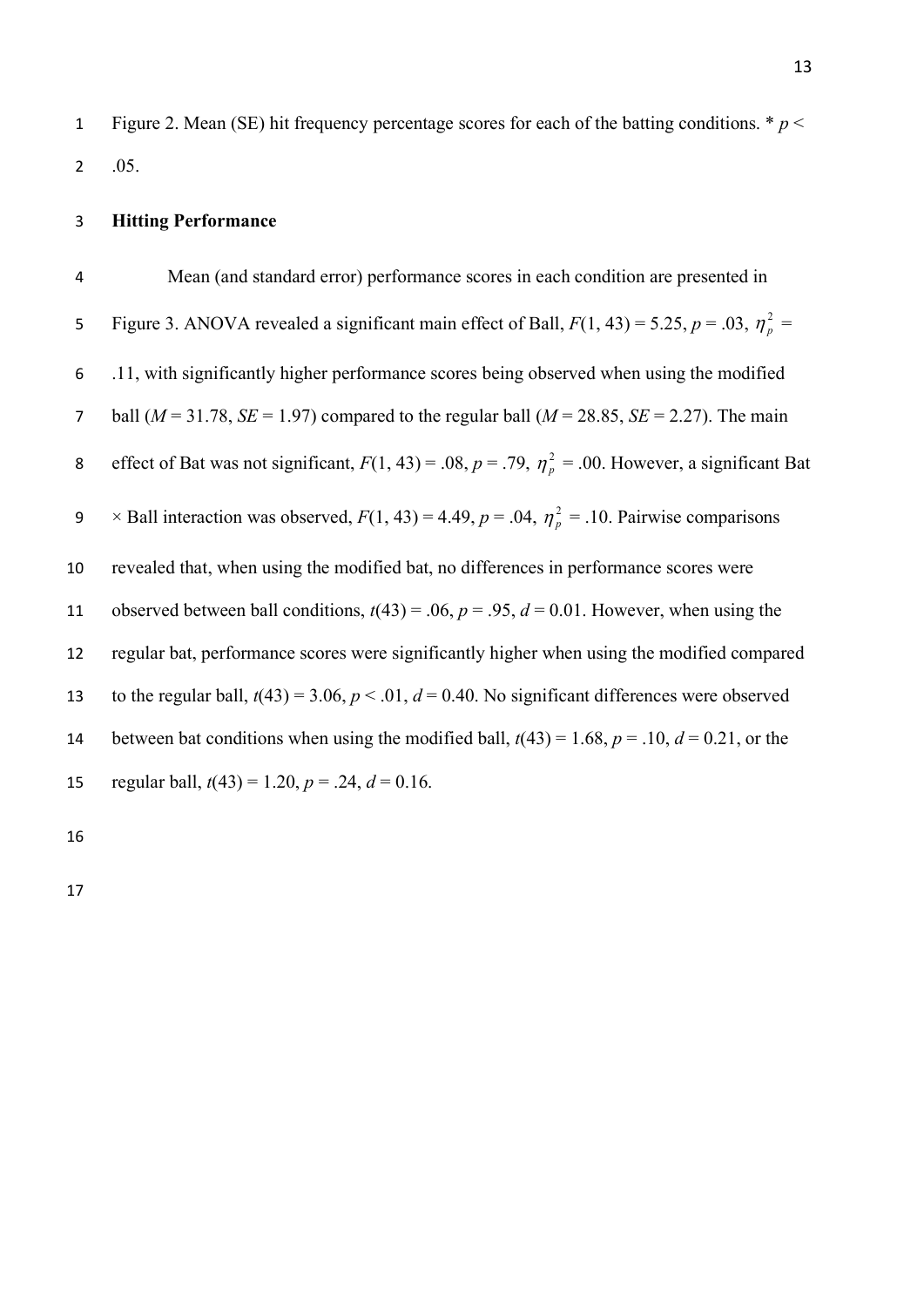Figure 2. Mean (SE) hit frequency percentage scores for each of the batting conditions. * $p < .05$.

**Hitting Performance**

Mean (and standard error) performance scores in each condition are presented in Figure 3. ANOVA revealed a significant main effect of Ball, $F(1, 43) = 5.25$, $p = .03$, $\eta_p^2 = .11$, with significantly higher performance scores being observed when using the modified ball ($M = 31.78$, $SE = 1.97$) compared to the regular ball ($M = 28.85$, $SE = 2.27$). The main effect of Bat was not significant, $F(1, 43) = .08$, $p = .79$, $\eta_p^2 = .00$. However, a significant Bat × Ball interaction was observed, $F(1, 43) = 4.49$, $p = .04$, $\eta_p^2 = .10$. Pairwise comparisons revealed that, when using the modified bat, no differences in performance scores were observed between ball conditions, $t(43) = .06$, $p = .95$, $d = 0.01$. However, when using the regular bat, performance scores were significantly higher when using the modified compared to the regular ball, $t(43) = 3.06$, $p < .01$, $d = 0.40$. No significant differences were observed between bat conditions when using the modified ball, $t(43) = 1.68$, $p = .10$, $d = 0.21$, or the regular ball, $t(43) = 1.20$, $p = .24$, $d = 0.16$.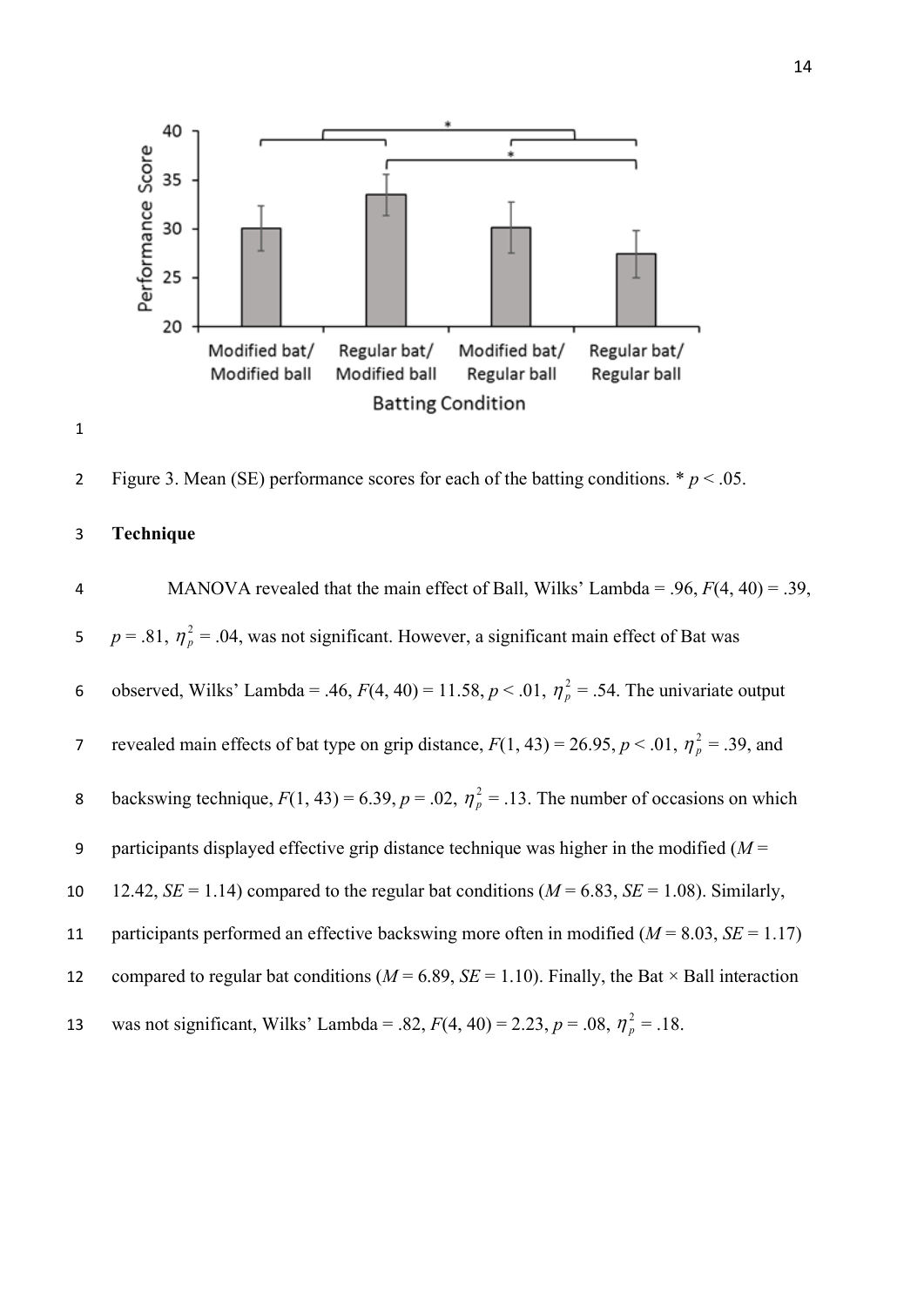Figure 3. Mean (SE) performance scores for each of the batting conditions. * $p < .05$.

### Technique

MANOVA revealed that the main effect of Ball, Wilks' Lambda = .96, $F(4, 40) = .39$, $p = .81$, $\eta_p^2 = .04$, was not significant. However, a significant main effect of Bat was observed, Wilks' Lambda = .46, $F(4, 40) = 11.58$, $p < .01$, $\eta_p^2 = .54$. The univariate output revealed main effects of bat type on grip distance, $F(1, 43) = 26.95$, $p < .01$, $\eta_p^2 = .39$, and backswing technique, $F(1, 43) = 6.39$, $p = .02$, $\eta_p^2 = .13$. The number of occasions on which participants displayed effective grip distance technique was higher in the modified ($M$ = 12.42, $SE$ = 1.14) compared to the regular bat conditions ($M$ = 6.83, $SE$ = 1.08). Similarly, participants performed an effective backswing more often in modified ($M$ = 8.03, $SE$ = 1.17) compared to regular bat conditions ($M$ = 6.89, $SE$ = 1.10). Finally, the Bat × Ball interaction was not significant, Wilks' Lambda = .82, $F(4, 40) = 2.23$, $p = .08$, $\eta_p^2 = .18$.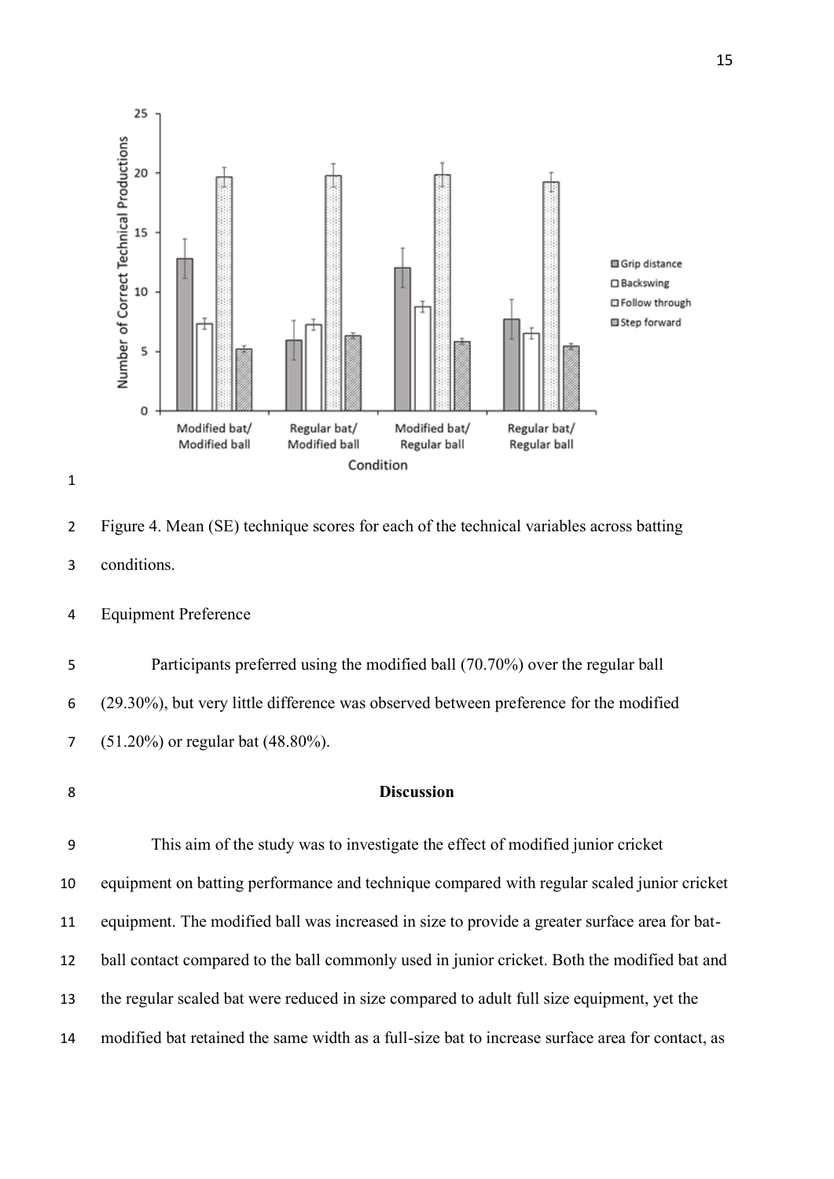Figure 4. Mean (SE) technique scores for each of the technical variables across batting conditions.

Equipment Preference

Participants preferred using the modified ball (70.70%) over the regular ball (29.30%), but very little difference was observed between preference for the modified (51.20%) or regular bat (48.80%).

## Discussion

This aim of the study was to investigate the effect of modified junior cricket equipment on batting performance and technique compared with regular scaled junior cricket equipment. The modified ball was increased in size to provide a greater surface area for bat-ball contact compared to the ball commonly used in junior cricket. Both the modified bat and the regular scaled bat were reduced in size compared to adult full size equipment, yet the modified bat retained the same width as a full-size bat to increase surface area for contact, as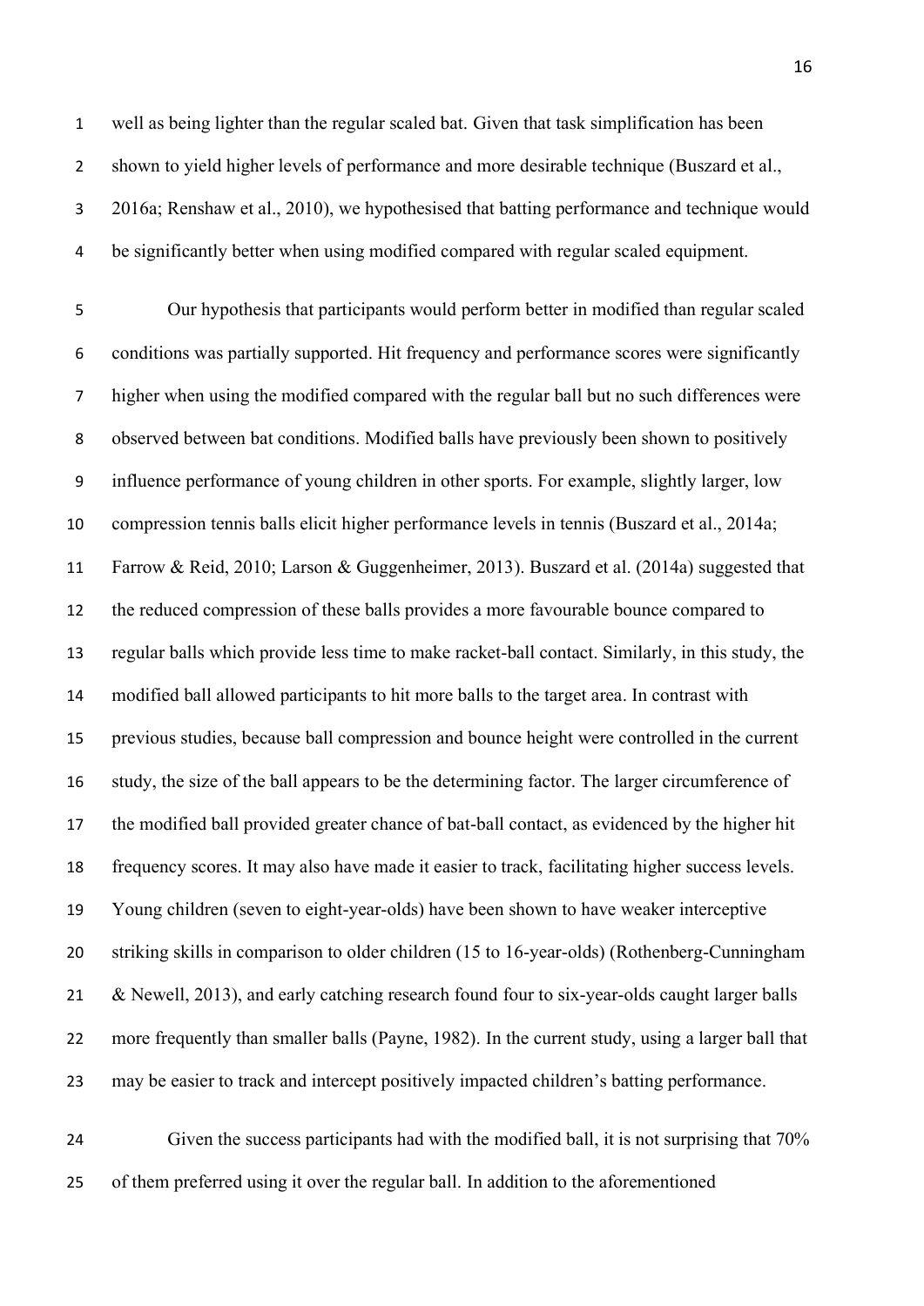well as being lighter than the regular scaled bat. Given that task simplification has been shown to yield higher levels of performance and more desirable technique (Buszard et al., 2016a; Renshaw et al., 2010), we hypothesised that batting performance and technique would be significantly better when using modified compared with regular scaled equipment.

Our hypothesis that participants would perform better in modified than regular scaled conditions was partially supported. Hit frequency and performance scores were significantly higher when using the modified compared with the regular ball but no such differences were observed between bat conditions. Modified balls have previously been shown to positively influence performance of young children in other sports. For example, slightly larger, low compression tennis balls elicit higher performance levels in tennis (Buszard et al., 2014a; Farrow & Reid, 2010; Larson & Guggenheimer, 2013). Buszard et al. (2014a) suggested that the reduced compression of these balls provides a more favourable bounce compared to regular balls which provide less time to make racket-ball contact. Similarly, in this study, the modified ball allowed participants to hit more balls to the target area. In contrast with previous studies, because ball compression and bounce height were controlled in the current study, the size of the ball appears to be the determining factor. The larger circumference of the modified ball provided greater chance of bat-ball contact, as evidenced by the higher hit frequency scores. It may also have made it easier to track, facilitating higher success levels. Young children (seven to eight-year-olds) have been shown to have weaker interceptive striking skills in comparison to older children (15 to 16-year-olds) (Rothenberg-Cunningham & Newell, 2013), and early catching research found four to six-year-olds caught larger balls more frequently than smaller balls (Payne, 1982). In the current study, using a larger ball that may be easier to track and intercept positively impacted children's batting performance.

Given the success participants had with the modified ball, it is not surprising that 70% of them preferred using it over the regular ball. In addition to the aforementioned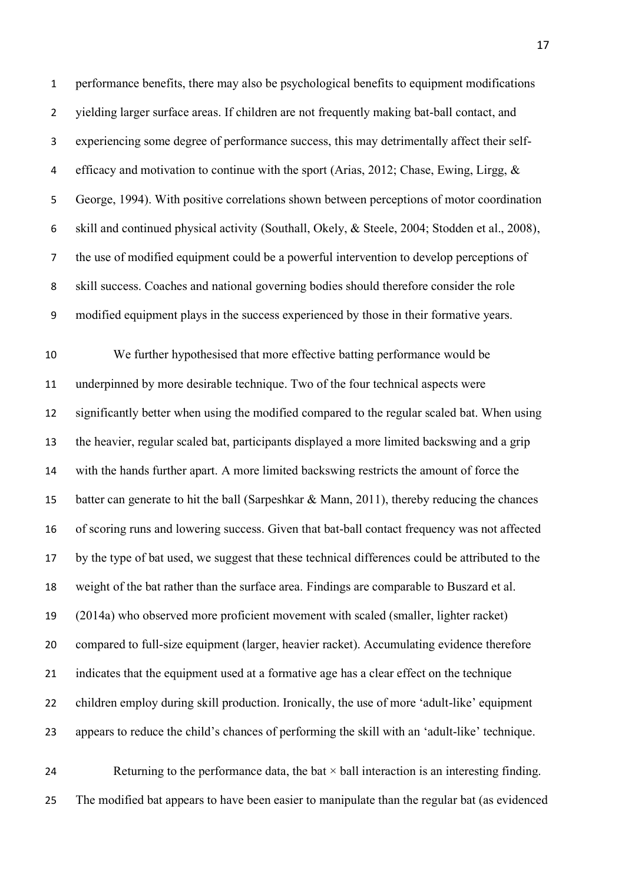performance benefits, there may also be psychological benefits to equipment modifications yielding larger surface areas. If children are not frequently making bat-ball contact, and experiencing some degree of performance success, this may detrimentally affect their self-efficacy and motivation to continue with the sport (Arias, 2012; Chase, Ewing, Lirgg, & George, 1994). With positive correlations shown between perceptions of motor coordination skill and continued physical activity (Southall, Okely, & Steele, 2004; Stodden et al., 2008), the use of modified equipment could be a powerful intervention to develop perceptions of skill success. Coaches and national governing bodies should therefore consider the role modified equipment plays in the success experienced by those in their formative years.

We further hypothesised that more effective batting performance would be underpinned by more desirable technique. Two of the four technical aspects were significantly better when using the modified compared to the regular scaled bat. When using the heavier, regular scaled bat, participants displayed a more limited backswing and a grip with the hands further apart. A more limited backswing restricts the amount of force the batter can generate to hit the ball (Sarpeshkar & Mann, 2011), thereby reducing the chances of scoring runs and lowering success. Given that bat-ball contact frequency was not affected by the type of bat used, we suggest that these technical differences could be attributed to the weight of the bat rather than the surface area. Findings are comparable to Buszard et al. (2014a) who observed more proficient movement with scaled (smaller, lighter racket) compared to full-size equipment (larger, heavier racket). Accumulating evidence therefore indicates that the equipment used at a formative age has a clear effect on the technique children employ during skill production. Ironically, the use of more 'adult-like' equipment appears to reduce the child's chances of performing the skill with an 'adult-like' technique.

Returning to the performance data, the bat × ball interaction is an interesting finding. The modified bat appears to have been easier to manipulate than the regular bat (as evidenced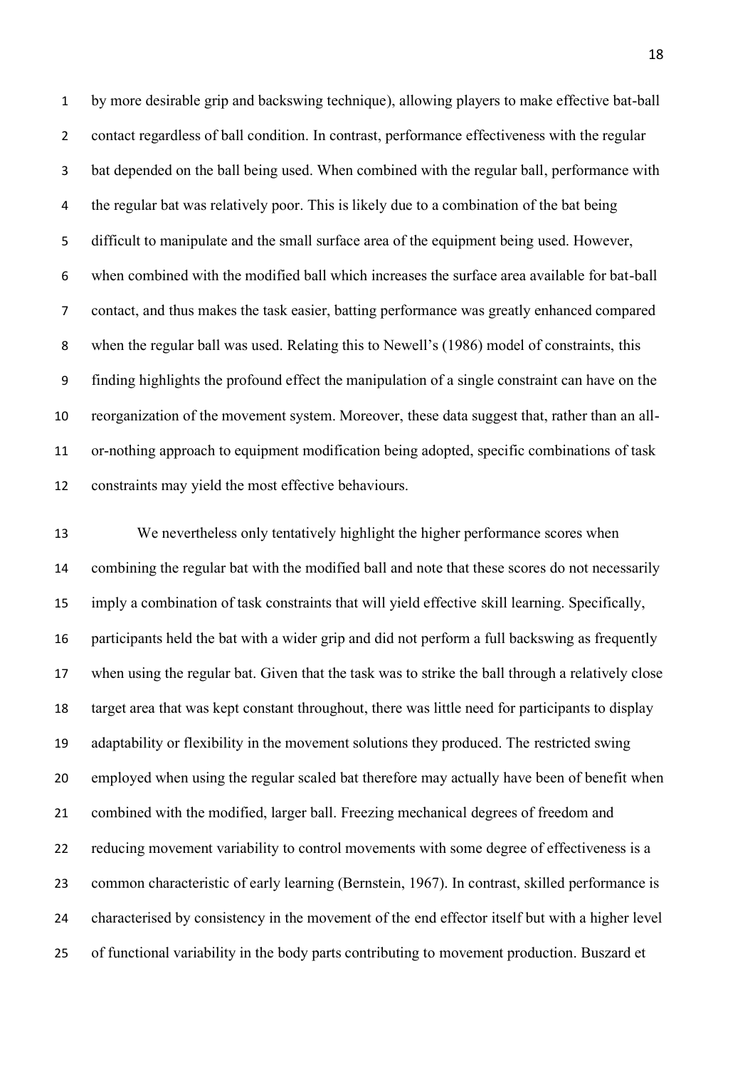by more desirable grip and backswing technique), allowing players to make effective bat-ball contact regardless of ball condition. In contrast, performance effectiveness with the regular bat depended on the ball being used. When combined with the regular ball, performance with the regular bat was relatively poor. This is likely due to a combination of the bat being difficult to manipulate and the small surface area of the equipment being used. However, when combined with the modified ball which increases the surface area available for bat-ball contact, and thus makes the task easier, batting performance was greatly enhanced compared when the regular ball was used. Relating this to Newell's (1986) model of constraints, this finding highlights the profound effect the manipulation of a single constraint can have on the reorganization of the movement system. Moreover, these data suggest that, rather than an all-or-nothing approach to equipment modification being adopted, specific combinations of task constraints may yield the most effective behaviours.

We nevertheless only tentatively highlight the higher performance scores when combining the regular bat with the modified ball and note that these scores do not necessarily imply a combination of task constraints that will yield effective skill learning. Specifically, participants held the bat with a wider grip and did not perform a full backswing as frequently when using the regular bat. Given that the task was to strike the ball through a relatively close target area that was kept constant throughout, there was little need for participants to display adaptability or flexibility in the movement solutions they produced. The restricted swing employed when using the regular scaled bat therefore may actually have been of benefit when combined with the modified, larger ball. Freezing mechanical degrees of freedom and reducing movement variability to control movements with some degree of effectiveness is a common characteristic of early learning (Bernstein, 1967). In contrast, skilled performance is characterised by consistency in the movement of the end effector itself but with a higher level of functional variability in the body parts contributing to movement production. Buszard et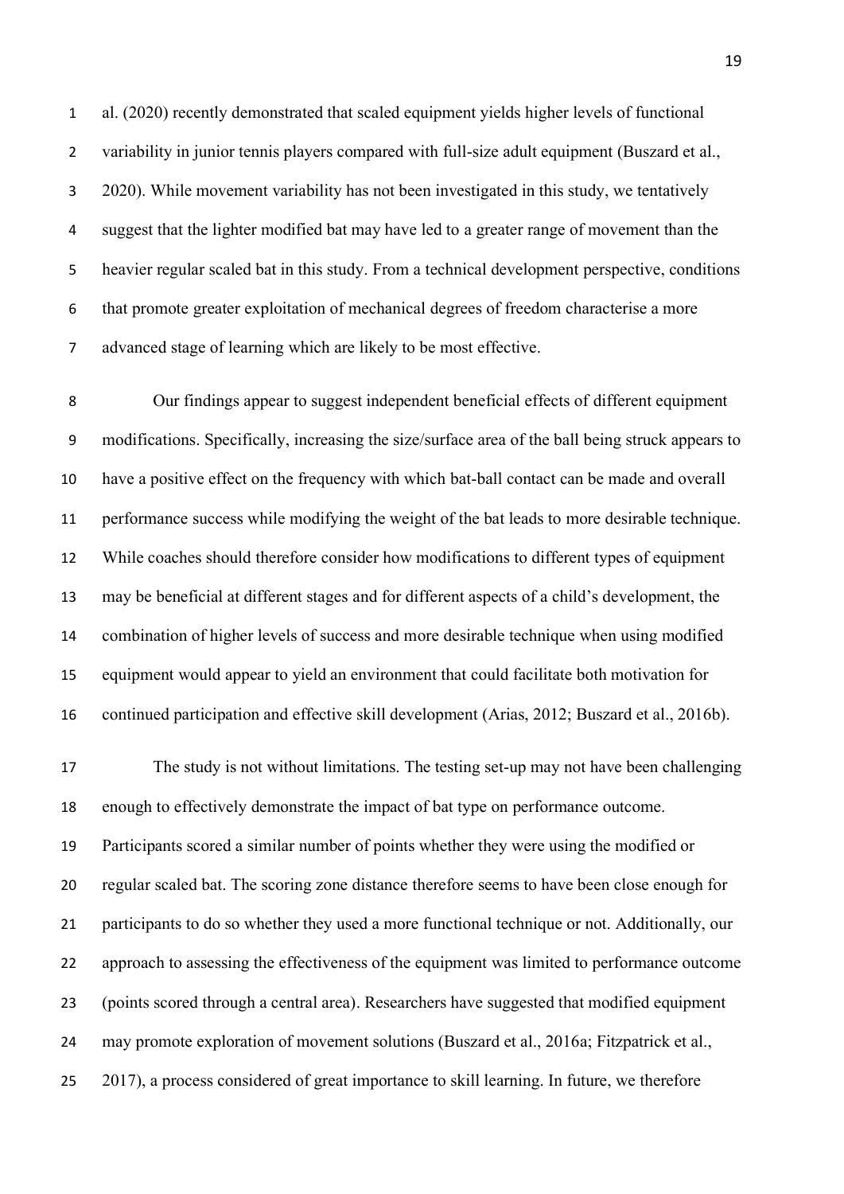al. (2020) recently demonstrated that scaled equipment yields higher levels of functional variability in junior tennis players compared with full-size adult equipment (Buszard et al., 2020). While movement variability has not been investigated in this study, we tentatively suggest that the lighter modified bat may have led to a greater range of movement than the heavier regular scaled bat in this study. From a technical development perspective, conditions that promote greater exploitation of mechanical degrees of freedom characterise a more advanced stage of learning which are likely to be most effective.

Our findings appear to suggest independent beneficial effects of different equipment modifications. Specifically, increasing the size/surface area of the ball being struck appears to have a positive effect on the frequency with which bat-ball contact can be made and overall performance success while modifying the weight of the bat leads to more desirable technique. While coaches should therefore consider how modifications to different types of equipment may be beneficial at different stages and for different aspects of a child's development, the combination of higher levels of success and more desirable technique when using modified equipment would appear to yield an environment that could facilitate both motivation for continued participation and effective skill development (Arias, 2012; Buszard et al., 2016b).

The study is not without limitations. The testing set-up may not have been challenging enough to effectively demonstrate the impact of bat type on performance outcome. Participants scored a similar number of points whether they were using the modified or regular scaled bat. The scoring zone distance therefore seems to have been close enough for participants to do so whether they used a more functional technique or not. Additionally, our approach to assessing the effectiveness of the equipment was limited to performance outcome (points scored through a central area). Researchers have suggested that modified equipment may promote exploration of movement solutions (Buszard et al., 2016a; Fitzpatrick et al., 2017), a process considered of great importance to skill learning. In future, we therefore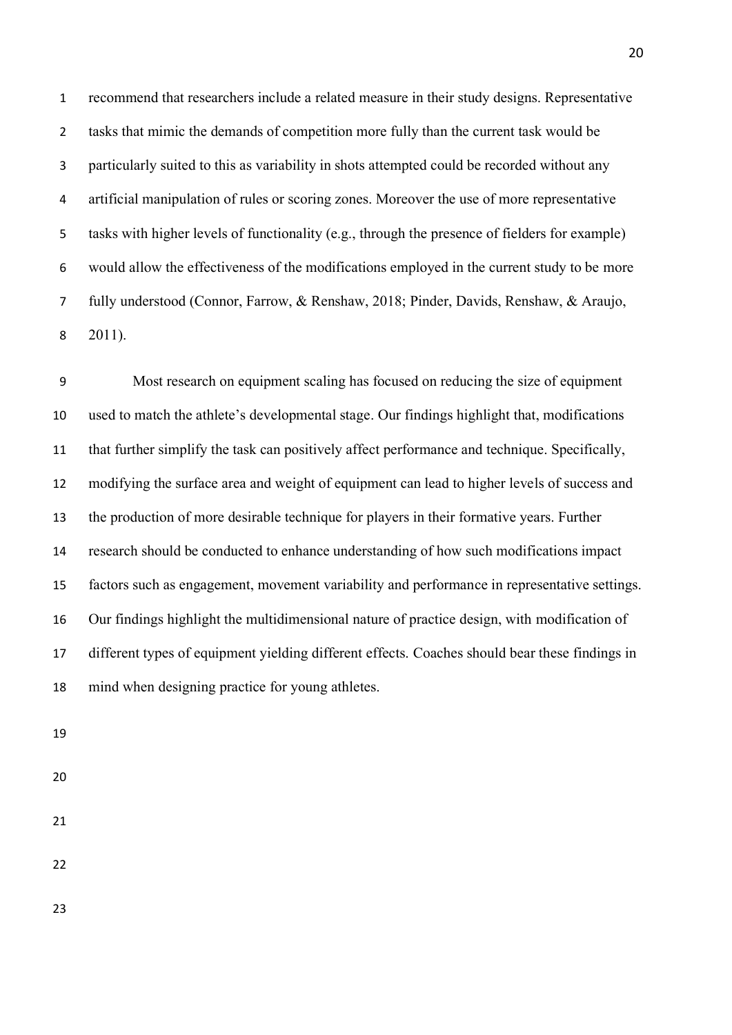recommend that researchers include a related measure in their study designs. Representative tasks that mimic the demands of competition more fully than the current task would be particularly suited to this as variability in shots attempted could be recorded without any artificial manipulation of rules or scoring zones. Moreover the use of more representative tasks with higher levels of functionality (e.g., through the presence of fielders for example) would allow the effectiveness of the modifications employed in the current study to be more fully understood (Connor, Farrow, & Renshaw, 2018; Pinder, Davids, Renshaw, & Araujo, 2011).

Most research on equipment scaling has focused on reducing the size of equipment used to match the athlete's developmental stage. Our findings highlight that, modifications that further simplify the task can positively affect performance and technique. Specifically, modifying the surface area and weight of equipment can lead to higher levels of success and the production of more desirable technique for players in their formative years. Further research should be conducted to enhance understanding of how such modifications impact factors such as engagement, movement variability and performance in representative settings. Our findings highlight the multidimensional nature of practice design, with modification of different types of equipment yielding different effects. Coaches should bear these findings in mind when designing practice for young athletes.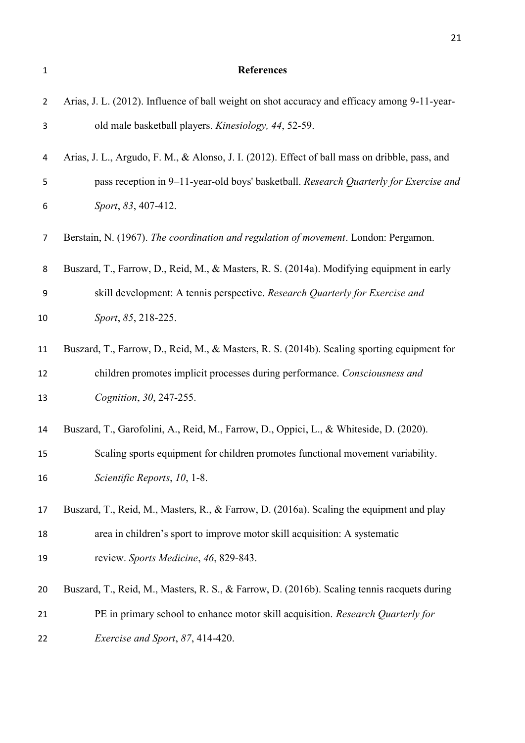# References

Arias, J. L. (2012). Influence of ball weight on shot accuracy and efficacy among 9-11-year-old male basketball players. *Kinesiology, 44*, 52-59.

Arias, J. L., Argudo, F. M., & Alonso, J. I. (2012). Effect of ball mass on dribble, pass, and pass reception in 9–11-year-old boys' basketball. *Research Quarterly for Exercise and Sport*, *83*, 407-412.

Berstain, N. (1967). *The coordination and regulation of movement*. London: Pergamon.

Buszard, T., Farrow, D., Reid, M., & Masters, R. S. (2014a). Modifying equipment in early skill development: A tennis perspective. *Research Quarterly for Exercise and Sport*, *85*, 218-225.

Buszard, T., Farrow, D., Reid, M., & Masters, R. S. (2014b). Scaling sporting equipment for children promotes implicit processes during performance. *Consciousness and Cognition*, *30*, 247-255.

Buszard, T., Garofolini, A., Reid, M., Farrow, D., Oppici, L., & Whiteside, D. (2020). Scaling sports equipment for children promotes functional movement variability. *Scientific Reports*, *10*, 1-8.

Buszard, T., Reid, M., Masters, R., & Farrow, D. (2016a). Scaling the equipment and play area in children's sport to improve motor skill acquisition: A systematic review. *Sports Medicine*, *46*, 829-843.

Buszard, T., Reid, M., Masters, R. S., & Farrow, D. (2016b). Scaling tennis racquets during PE in primary school to enhance motor skill acquisition. *Research Quarterly for Exercise and Sport*, *87*, 414-420.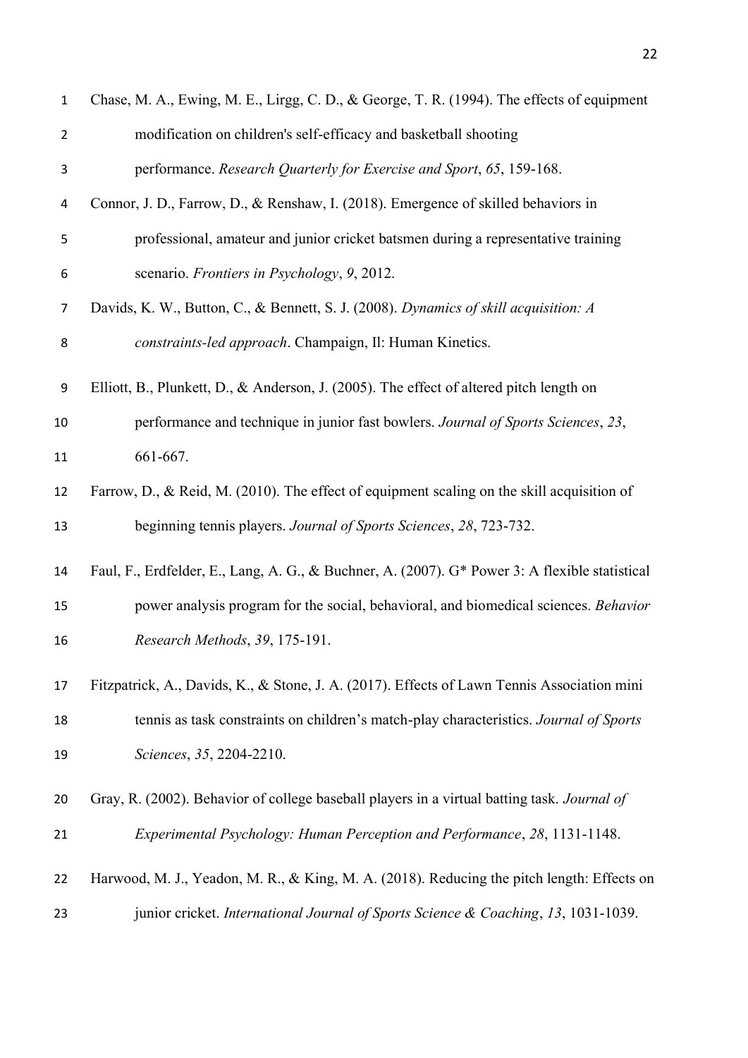Chase, M. A., Ewing, M. E., Lirgg, C. D., & George, T. R. (1994). The effects of equipment modification on children's self-efficacy and basketball shooting performance. *Research Quarterly for Exercise and Sport*, *65*, 159-168.

Connor, J. D., Farrow, D., & Renshaw, I. (2018). Emergence of skilled behaviors in professional, amateur and junior cricket batsmen during a representative training scenario. *Frontiers in Psychology*, *9*, 2012.

Davids, K. W., Button, C., & Bennett, S. J. (2008). *Dynamics of skill acquisition: A constraints-led approach*. Champaign, Il: Human Kinetics.

Elliott, B., Plunkett, D., & Anderson, J. (2005). The effect of altered pitch length on performance and technique in junior fast bowlers. *Journal of Sports Sciences*, *23*, 661-667.

Farrow, D., & Reid, M. (2010). The effect of equipment scaling on the skill acquisition of beginning tennis players. *Journal of Sports Sciences*, *28*, 723-732.

Faul, F., Erdfelder, E., Lang, A. G., & Buchner, A. (2007). G* Power 3: A flexible statistical power analysis program for the social, behavioral, and biomedical sciences. *Behavior Research Methods*, *39*, 175-191.

Fitzpatrick, A., Davids, K., & Stone, J. A. (2017). Effects of Lawn Tennis Association mini tennis as task constraints on children's match-play characteristics. *Journal of Sports Sciences*, *35*, 2204-2210.

Gray, R. (2002). Behavior of college baseball players in a virtual batting task. *Journal of Experimental Psychology: Human Perception and Performance*, *28*, 1131-1148.

Harwood, M. J., Yeadon, M. R., & King, M. A. (2018). Reducing the pitch length: Effects on junior cricket. *International Journal of Sports Science & Coaching*, *13*, 1031-1039.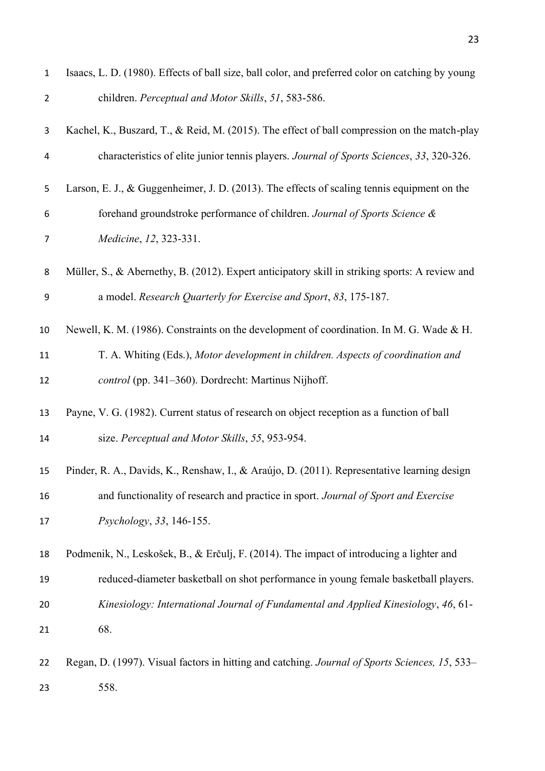Isaacs, L. D. (1980). Effects of ball size, ball color, and preferred color on catching by young children. *Perceptual and Motor Skills*, *51*, 583-586.

Kachel, K., Buszard, T., & Reid, M. (2015). The effect of ball compression on the match-play characteristics of elite junior tennis players. *Journal of Sports Sciences*, *33*, 320-326.

Larson, E. J., & Guggenheimer, J. D. (2013). The effects of scaling tennis equipment on the forehand groundstroke performance of children. *Journal of Sports Science & Medicine*, *12*, 323-331.

Müller, S., & Abernethy, B. (2012). Expert anticipatory skill in striking sports: A review and a model. *Research Quarterly for Exercise and Sport*, *83*, 175-187.

Newell, K. M. (1986). Constraints on the development of coordination. In M. G. Wade & H. T. A. Whiting (Eds.), *Motor development in children. Aspects of coordination and control* (pp. 341–360). Dordrecht: Martinus Nijhoff.

Payne, V. G. (1982). Current status of research on object reception as a function of ball size. *Perceptual and Motor Skills*, *55*, 953-954.

Pinder, R. A., Davids, K., Renshaw, I., & Araújo, D. (2011). Representative learning design and functionality of research and practice in sport. *Journal of Sport and Exercise Psychology*, *33*, 146-155.

Podmenik, N., Leskošek, B., & Erčulj, F. (2014). The impact of introducing a lighter and reduced-diameter basketball on shot performance in young female basketball players. *Kinesiology: International Journal of Fundamental and Applied Kinesiology*, *46*, 61-68.

Regan, D. (1997). Visual factors in hitting and catching. *Journal of Sports Sciences, 15*, 533–558.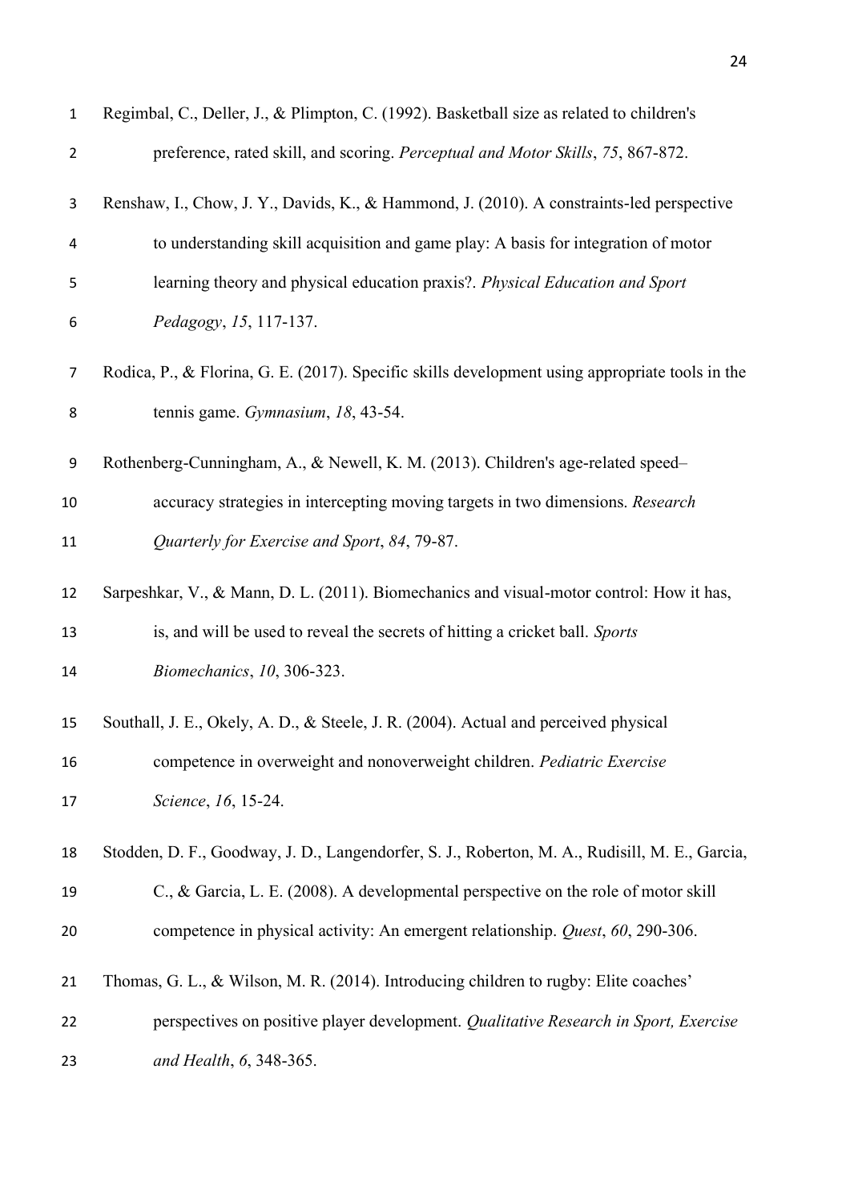Regimbal, C., Deller, J., & Plimpton, C. (1992). Basketball size as related to children's preference, rated skill, and scoring. *Perceptual and Motor Skills*, *75*, 867-872.

Renshaw, I., Chow, J. Y., Davids, K., & Hammond, J. (2010). A constraints-led perspective to understanding skill acquisition and game play: A basis for integration of motor learning theory and physical education praxis?. *Physical Education and Sport Pedagogy*, *15*, 117-137.

Rodica, P., & Florina, G. E. (2017). Specific skills development using appropriate tools in the tennis game. *Gymnasium*, *18*, 43-54.

Rothenberg-Cunningham, A., & Newell, K. M. (2013). Children's age-related speed–accuracy strategies in intercepting moving targets in two dimensions. *Research Quarterly for Exercise and Sport*, *84*, 79-87.

Sarpeshkar, V., & Mann, D. L. (2011). Biomechanics and visual-motor control: How it has, is, and will be used to reveal the secrets of hitting a cricket ball. *Sports Biomechanics*, *10*, 306-323.

Southall, J. E., Okely, A. D., & Steele, J. R. (2004). Actual and perceived physical competence in overweight and nonoverweight children. *Pediatric Exercise Science*, *16*, 15-24.

Stodden, D. F., Goodway, J. D., Langendorfer, S. J., Roberton, M. A., Rudisill, M. E., Garcia, C., & Garcia, L. E. (2008). A developmental perspective on the role of motor skill competence in physical activity: An emergent relationship. *Quest*, *60*, 290-306.

Thomas, G. L., & Wilson, M. R. (2014). Introducing children to rugby: Elite coaches' perspectives on positive player development. *Qualitative Research in Sport, Exercise and Health*, *6*, 348-365.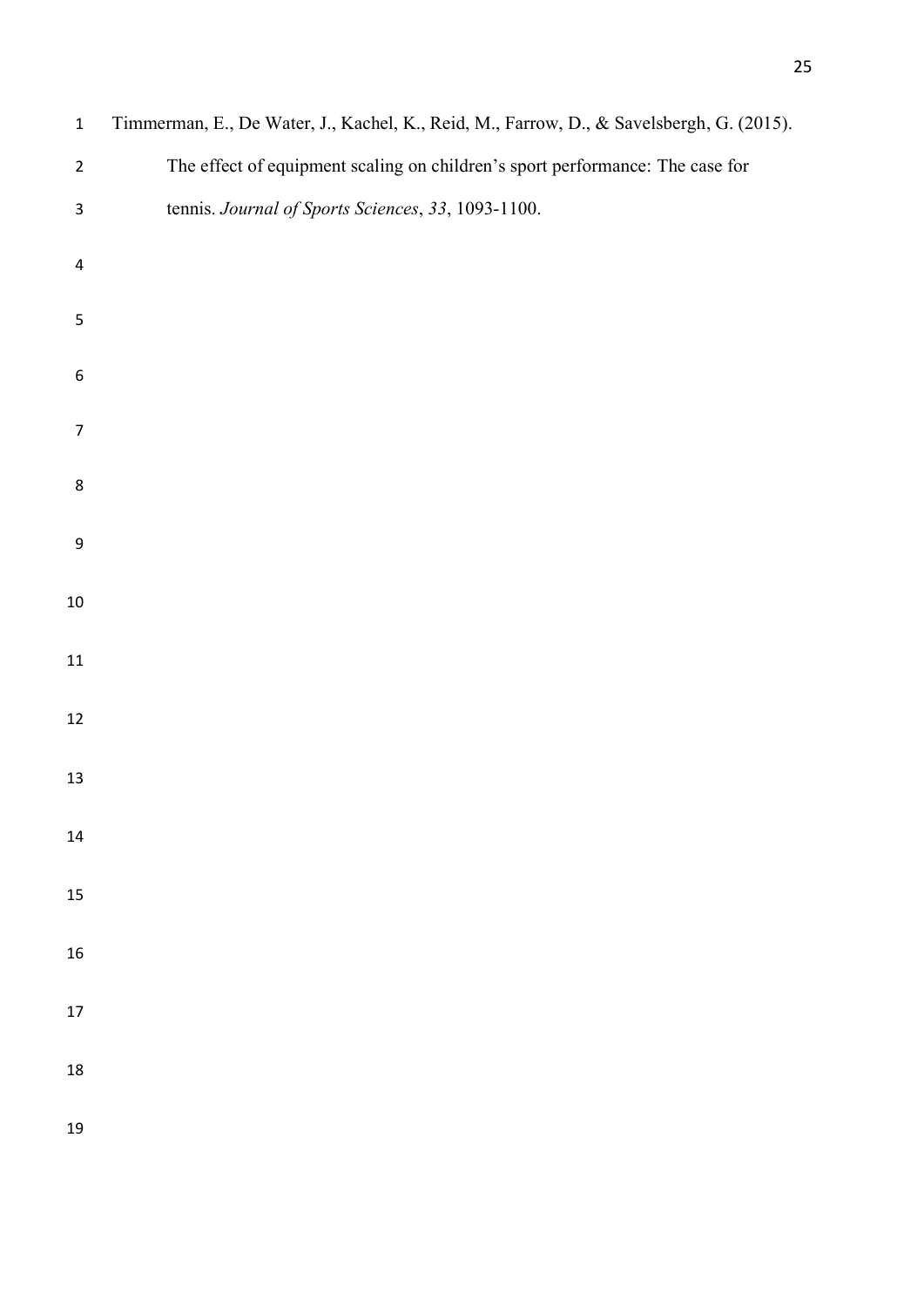Timmerman, E., De Water, J., Kachel, K., Reid, M., Farrow, D., & Savelsbergh, G. (2015). The effect of equipment scaling on children's sport performance: The case for tennis. *Journal of Sports Sciences*, *33*, 1093-1100.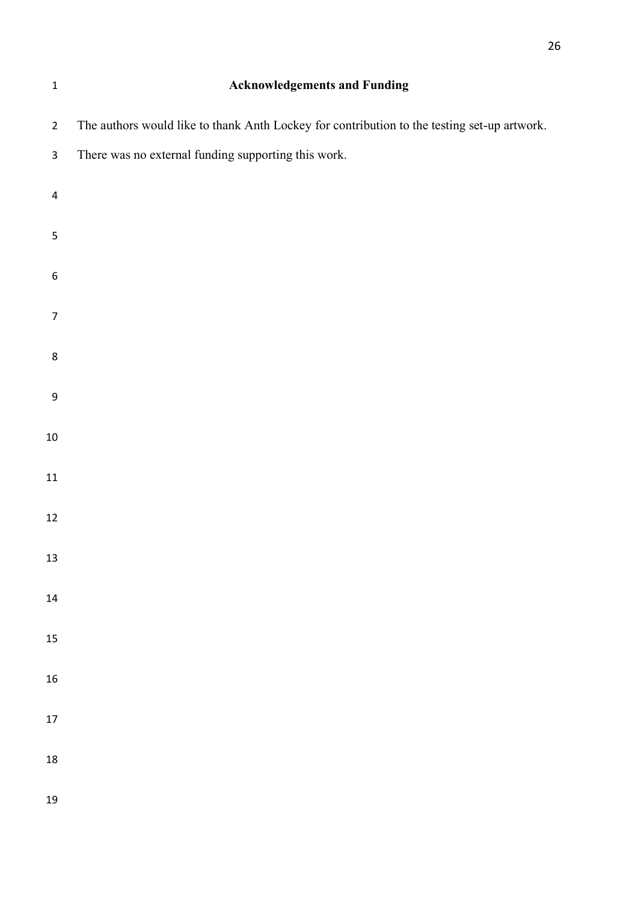## Acknowledgements and Funding

The authors would like to thank Anth Lockey for contribution to the testing set-up artwork.
There was no external funding supporting this work.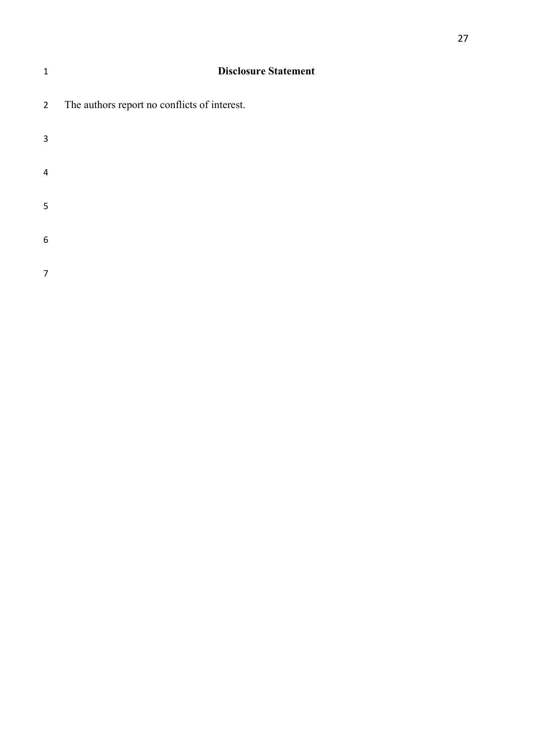## Disclosure Statement

The authors report no conflicts of interest.